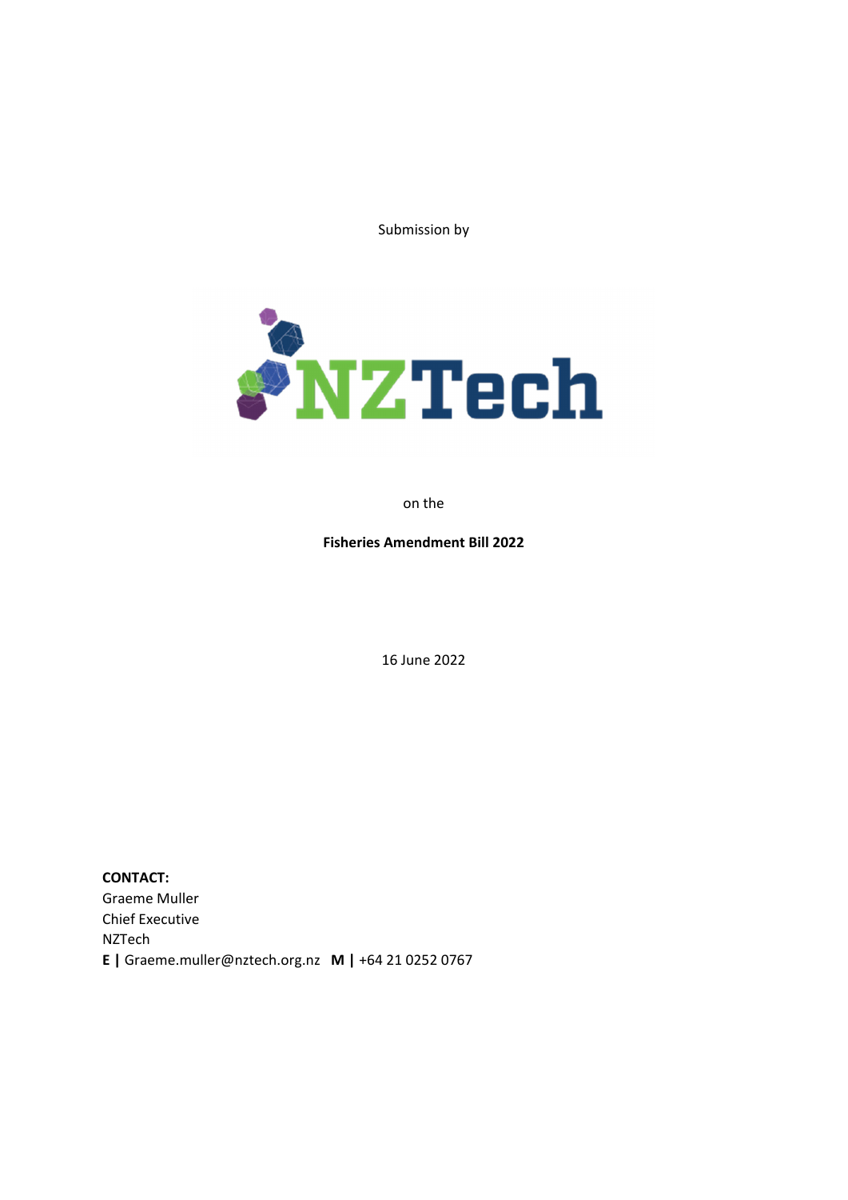Submission by

NZTech

on the

**Fisheries Amendment Bill 2022**

16 June 2022

**CONTACT:**
Graeme Muller
Chief Executive
NZTech
**E |** Graeme.muller@nztech.org.nz **M |** +64 21 0252 0767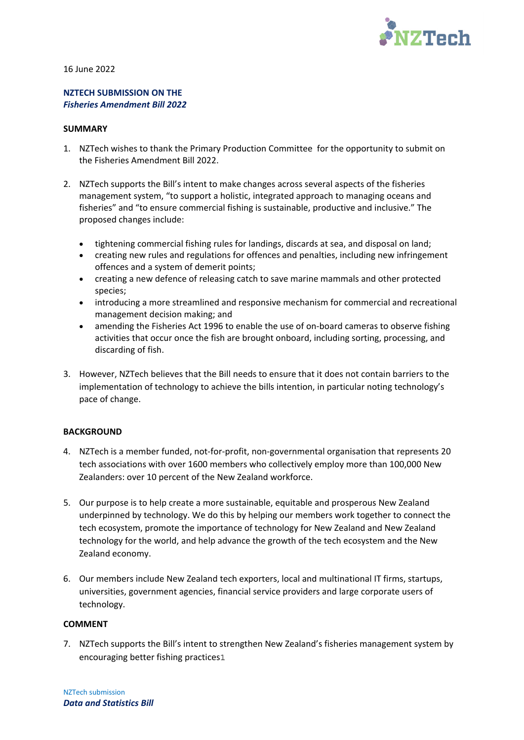16 June 2022

**NZTECH SUBMISSION ON THE**
***Fisheries Amendment Bill 2022***

**SUMMARY**

1. NZTech wishes to thank the Primary Production Committee for the opportunity to submit on the Fisheries Amendment Bill 2022.

2. NZTech supports the Bill's intent to make changes across several aspects of the fisheries management system, "to support a holistic, integrated approach to managing oceans and fisheries" and "to ensure commercial fishing is sustainable, productive and inclusive." The proposed changes include:

   - tightening commercial fishing rules for landings, discards at sea, and disposal on land;
   - creating new rules and regulations for offences and penalties, including new infringement offences and a system of demerit points;
   - creating a new defence of releasing catch to save marine mammals and other protected species;
   - introducing a more streamlined and responsive mechanism for commercial and recreational management decision making; and
   - amending the Fisheries Act 1996 to enable the use of on-board cameras to observe fishing activities that occur once the fish are brought onboard, including sorting, processing, and discarding of fish.

3. However, NZTech believes that the Bill needs to ensure that it does not contain barriers to the implementation of technology to achieve the bills intention, in particular noting technology's pace of change.

**BACKGROUND**

4. NZTech is a member funded, not-for-profit, non-governmental organisation that represents 20 tech associations with over 1600 members who collectively employ more than 100,000 New Zealanders: over 10 percent of the New Zealand workforce.

5. Our purpose is to help create a more sustainable, equitable and prosperous New Zealand underpinned by technology. We do this by helping our members work together to connect the tech ecosystem, promote the importance of technology for New Zealand and New Zealand technology for the world, and help advance the growth of the tech ecosystem and the New Zealand economy.

6. Our members include New Zealand tech exporters, local and multinational IT firms, startups, universities, government agencies, financial service providers and large corporate users of technology.

**COMMENT**

7. NZTech supports the Bill's intent to strengthen New Zealand's fisheries management system by encouraging better fishing practices1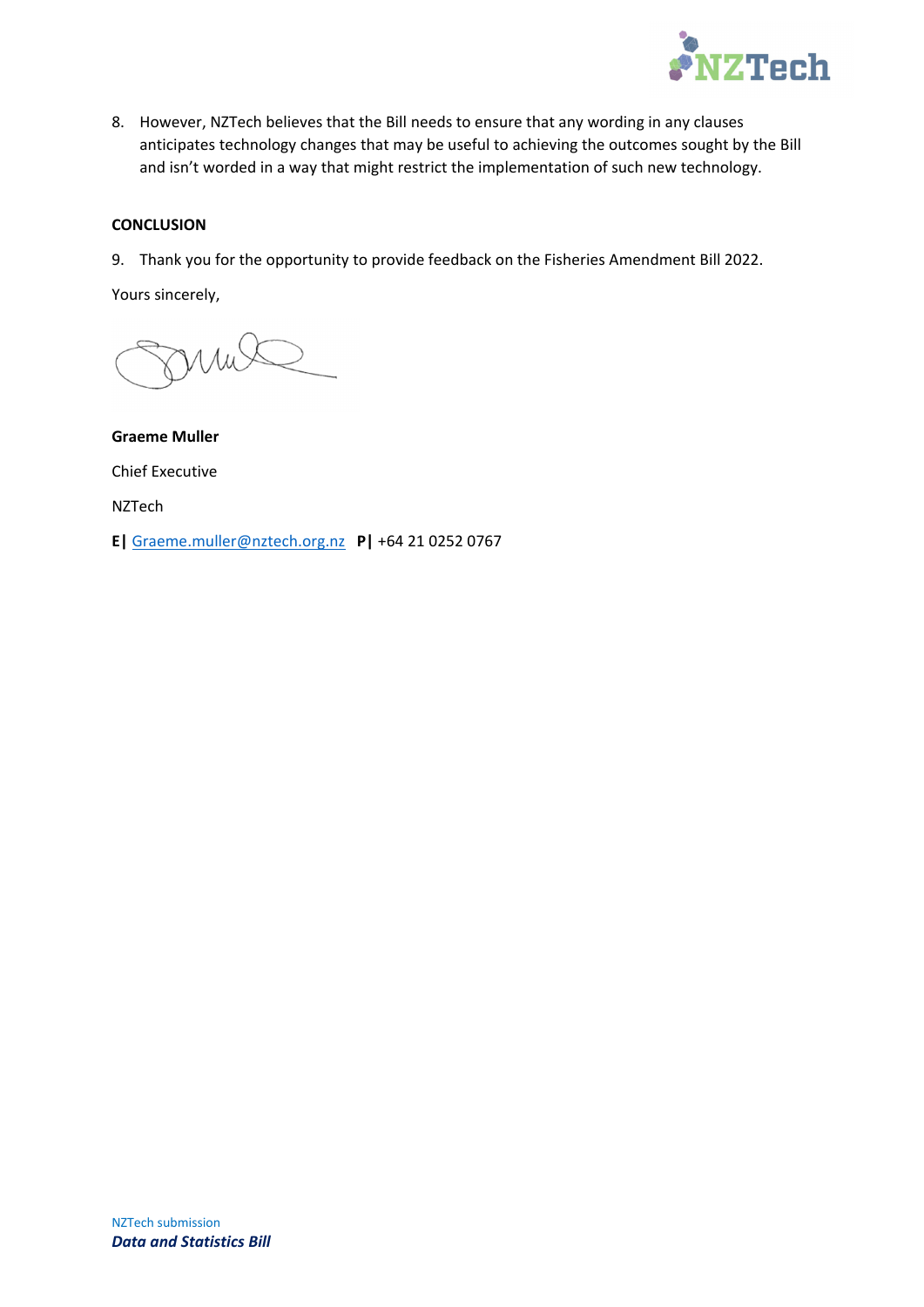8. However, NZTech believes that the Bill needs to ensure that any wording in any clauses anticipates technology changes that may be useful to achieving the outcomes sought by the Bill and isn't worded in a way that might restrict the implementation of such new technology.

**CONCLUSION**

9. Thank you for the opportunity to provide feedback on the Fisheries Amendment Bill 2022.

Yours sincerely,

**Graeme Muller**

Chief Executive

NZTech

**E|** Graeme.muller@nztech.org.nz **P|** +64 21 0252 0767